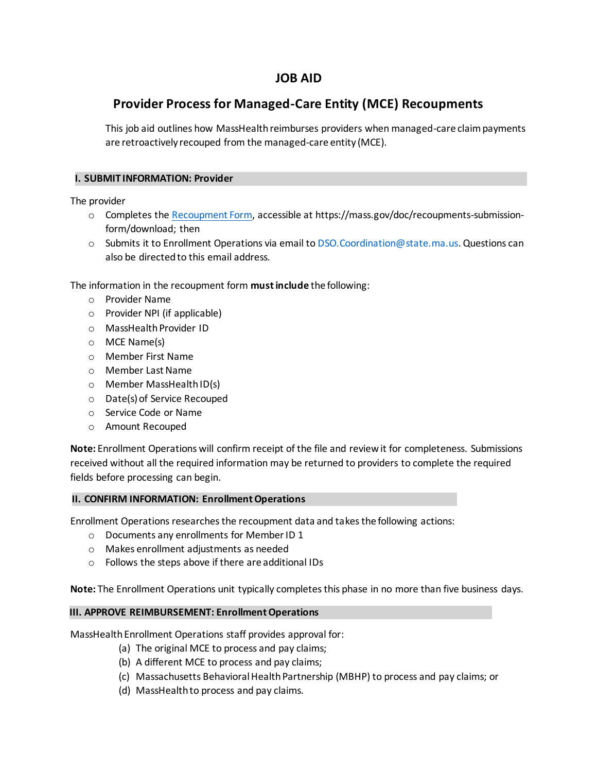# JOB AID

## Provider Process for Managed-Care Entity (MCE) Recoupments

This job aid outlines how MassHealth reimburses providers when managed-care claim payments are retroactively recouped from the managed-care entity (MCE).

### I. SUBMIT INFORMATION: Provider

The provider

- Completes the Recoupment Form, accessible at https://mass.gov/doc/recoupments-submission-form/download; then
- Submits it to Enrollment Operations via email to DSO.Coordination@state.ma.us. Questions can also be directed to this email address.

The information in the recoupment form **must include** the following:

- Provider Name
- Provider NPI (if applicable)
- MassHealth Provider ID
- MCE Name(s)
- Member First Name
- Member Last Name
- Member MassHealth ID(s)
- Date(s) of Service Recouped
- Service Code or Name
- Amount Recouped

**Note:** Enrollment Operations will confirm receipt of the file and review it for completeness. Submissions received without all the required information may be returned to providers to complete the required fields before processing can begin.

### II. CONFIRM INFORMATION: Enrollment Operations

Enrollment Operations researches the recoupment data and takes the following actions:

- Documents any enrollments for Member ID 1
- Makes enrollment adjustments as needed
- Follows the steps above if there are additional IDs

**Note:** The Enrollment Operations unit typically completes this phase in no more than five business days.

### III. APPROVE REIMBURSEMENT: Enrollment Operations

MassHealth Enrollment Operations staff provides approval for:

(a) The original MCE to process and pay claims;
(b) A different MCE to process and pay claims;
(c) Massachusetts Behavioral Health Partnership (MBHP) to process and pay claims; or
(d) MassHealth to process and pay claims.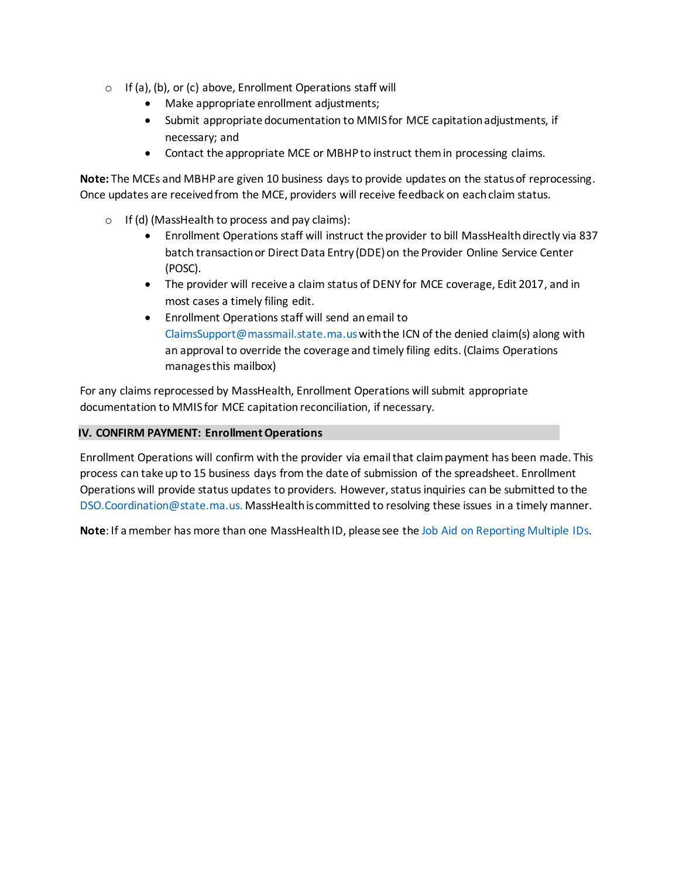- If (a), (b), or (c) above, Enrollment Operations staff will
  - Make appropriate enrollment adjustments;
  - Submit appropriate documentation to MMIS for MCE capitation adjustments, if necessary; and
  - Contact the appropriate MCE or MBHP to instruct them in processing claims.

**Note:** The MCEs and MBHP are given 10 business days to provide updates on the status of reprocessing. Once updates are received from the MCE, providers will receive feedback on each claim status.

- If (d) (MassHealth to process and pay claims):
  - Enrollment Operations staff will instruct the provider to bill MassHealth directly via 837 batch transaction or Direct Data Entry (DDE) on the Provider Online Service Center (POSC).
  - The provider will receive a claim status of DENY for MCE coverage, Edit 2017, and in most cases a timely filing edit.
  - Enrollment Operations staff will send an email to ClaimsSupport@massmail.state.ma.us with the ICN of the denied claim(s) along with an approval to override the coverage and timely filing edits. (Claims Operations manages this mailbox)

For any claims reprocessed by MassHealth, Enrollment Operations will submit appropriate documentation to MMIS for MCE capitation reconciliation, if necessary.

## IV. CONFIRM PAYMENT: Enrollment Operations

Enrollment Operations will confirm with the provider via email that claim payment has been made. This process can take up to 15 business days from the date of submission of the spreadsheet. Enrollment Operations will provide status updates to providers. However, status inquiries can be submitted to the DSO.Coordination@state.ma.us. MassHealth is committed to resolving these issues in a timely manner.

**Note**: If a member has more than one MassHealth ID, please see the Job Aid on Reporting Multiple IDs.